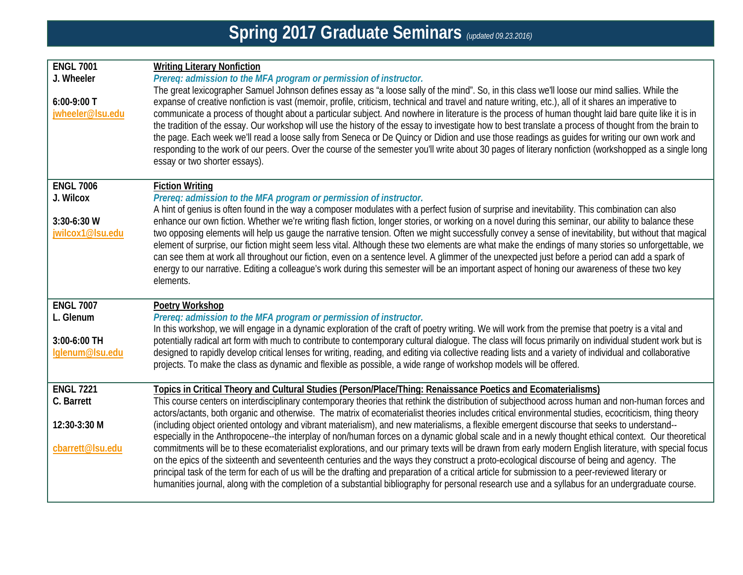# Spring 2017 Graduate Seminars *(updated 09.23.2016)*

**ENGL 7001**
**J. Wheeler**

**6:00-9:00 T**
jwheeler@lsu.edu

**Writing Literary Nonfiction**

***Prereq: admission to the MFA program or permission of instructor.***

The great lexicographer Samuel Johnson defines essay as "a loose sally of the mind". So, in this class we'll loose our mind sallies. While the expanse of creative nonfiction is vast (memoir, profile, criticism, technical and travel and nature writing, etc.), all of it shares an imperative to communicate a process of thought about a particular subject. And nowhere in literature is the process of human thought laid bare quite like it is in the tradition of the essay. Our workshop will use the history of the essay to investigate how to best translate a process of thought from the brain to the page. Each week we'll read a loose sally from Seneca or De Quincy or Didion and use those readings as guides for writing our own work and responding to the work of our peers. Over the course of the semester you'll write about 30 pages of literary nonfiction (workshopped as a single long essay or two shorter essays).

---

**ENGL 7006**
**J. Wilcox**

**3:30-6:30 W**
jwilcox1@lsu.edu

**Fiction Writing**

***Prereq: admission to the MFA program or permission of instructor.***

A hint of genius is often found in the way a composer modulates with a perfect fusion of surprise and inevitability. This combination can also enhance our own fiction. Whether we're writing flash fiction, longer stories, or working on a novel during this seminar, our ability to balance these two opposing elements will help us gauge the narrative tension. Often we might successfully convey a sense of inevitability, but without that magical element of surprise, our fiction might seem less vital. Although these two elements are what make the endings of many stories so unforgettable, we can see them at work all throughout our fiction, even on a sentence level. A glimmer of the unexpected just before a period can add a spark of energy to our narrative. Editing a colleague's work during this semester will be an important aspect of honing our awareness of these two key elements.

---

**ENGL 7007**
**L. Glenum**

**3:00-6:00 TH**
lglenum@lsu.edu

**Poetry Workshop**

***Prereq: admission to the MFA program or permission of instructor.***

In this workshop, we will engage in a dynamic exploration of the craft of poetry writing. We will work from the premise that poetry is a vital and potentially radical art form with much to contribute to contemporary cultural dialogue. The class will focus primarily on individual student work but is designed to rapidly develop critical lenses for writing, reading, and editing via collective reading lists and a variety of individual and collaborative projects. To make the class as dynamic and flexible as possible, a wide range of workshop models will be offered.

---

**ENGL 7221**
**C. Barrett**

**12:30-3:30 M**

cbarrett@lsu.edu

**Topics in Critical Theory and Cultural Studies (Person/Place/Thing: Renaissance Poetics and Ecomaterialisms)**

This course centers on interdisciplinary contemporary theories that rethink the distribution of subjecthood across human and non-human forces and actors/actants, both organic and otherwise. The matrix of ecomaterialist theories includes critical environmental studies, ecocriticism, thing theory (including object oriented ontology and vibrant materialism), and new materialisms, a flexible emergent discourse that seeks to understand--especially in the Anthropocene--the interplay of non/human forces on a dynamic global scale and in a newly thought ethical context. Our theoretical commitments will be to these ecomaterialist explorations, and our primary texts will be drawn from early modern English literature, with special focus on the epics of the sixteenth and seventeenth centuries and the ways they construct a proto-ecological discourse of being and agency. The principal task of the term for each of us will be the drafting and preparation of a critical article for submission to a peer-reviewed literary or humanities journal, along with the completion of a substantial bibliography for personal research use and a syllabus for an undergraduate course.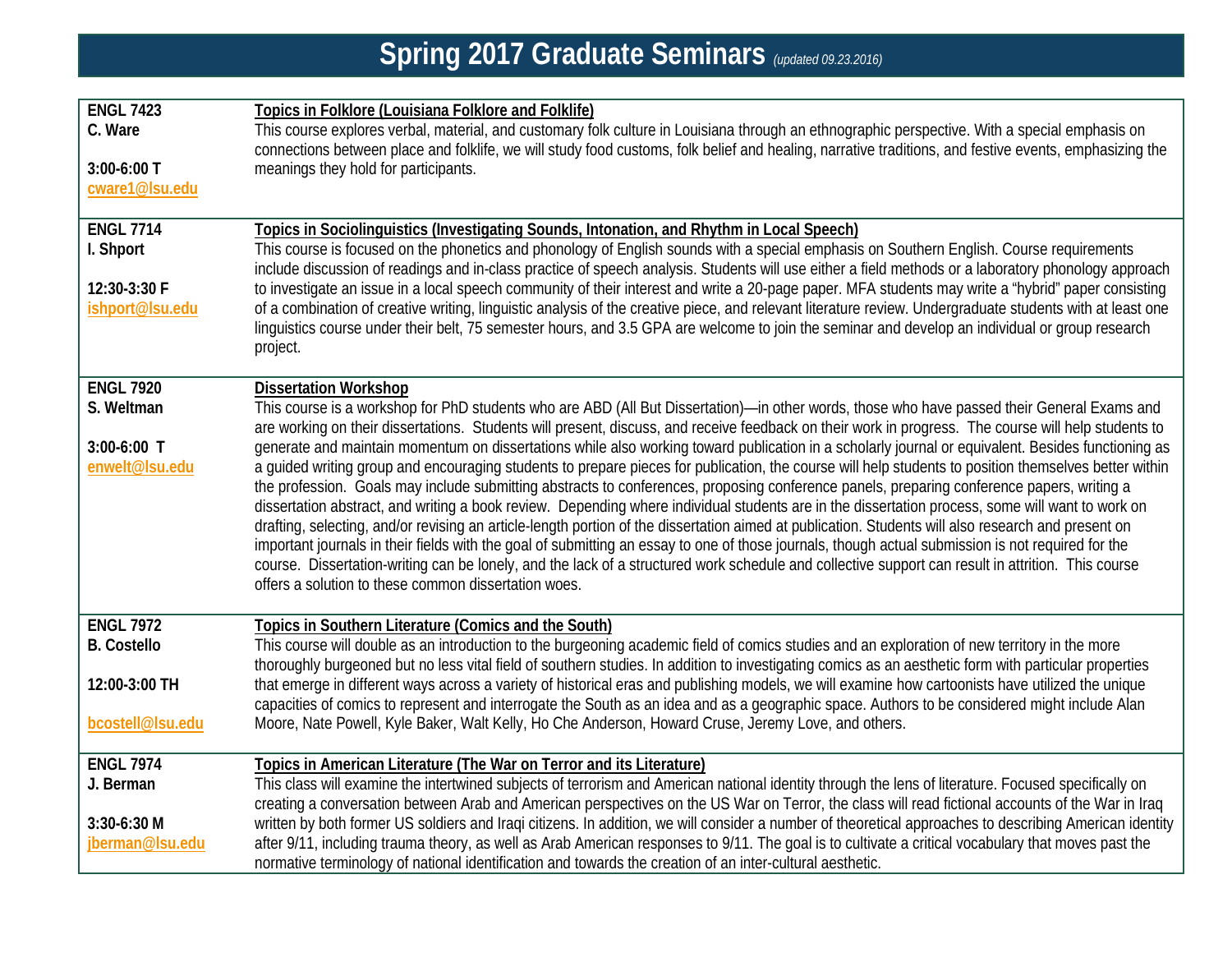# Spring 2017 Graduate Seminars *(updated 09.23.2016)*

| | |
|---|---|
| **ENGL 7423**<br>**C. Ware**<br><br>**3:00-6:00 T**<br>**cware1@lsu.edu** | **Topics in Folklore (Louisiana Folklore and Folklife)**<br>This course explores verbal, material, and customary folk culture in Louisiana through an ethnographic perspective. With a special emphasis on connections between place and folklife, we will study food customs, folk belief and healing, narrative traditions, and festive events, emphasizing the meanings they hold for participants. |
| **ENGL 7714**<br>**I. Shport**<br><br>**12:30-3:30 F**<br>**ishport@lsu.edu** | **Topics in Sociolinguistics (Investigating Sounds, Intonation, and Rhythm in Local Speech)**<br>This course is focused on the phonetics and phonology of English sounds with a special emphasis on Southern English. Course requirements include discussion of readings and in-class practice of speech analysis. Students will use either a field methods or a laboratory phonology approach to investigate an issue in a local speech community of their interest and write a 20-page paper. MFA students may write a "hybrid" paper consisting of a combination of creative writing, linguistic analysis of the creative piece, and relevant literature review. Undergraduate students with at least one linguistics course under their belt, 75 semester hours, and 3.5 GPA are welcome to join the seminar and develop an individual or group research project. |
| **ENGL 7920**<br>**S. Weltman**<br><br>**3:00-6:00 T**<br>**enwelt@lsu.edu** | **Dissertation Workshop**<br>This course is a workshop for PhD students who are ABD (All But Dissertation)—in other words, those who have passed their General Exams and are working on their dissertations. Students will present, discuss, and receive feedback on their work in progress. The course will help students to generate and maintain momentum on dissertations while also working toward publication in a scholarly journal or equivalent. Besides functioning as a guided writing group and encouraging students to prepare pieces for publication, the course will help students to position themselves better within the profession. Goals may include submitting abstracts to conferences, proposing conference panels, preparing conference papers, writing a dissertation abstract, and writing a book review. Depending where individual students are in the dissertation process, some will want to work on drafting, selecting, and/or revising an article-length portion of the dissertation aimed at publication. Students will also research and present on important journals in their fields with the goal of submitting an essay to one of those journals, though actual submission is not required for the course. Dissertation-writing can be lonely, and the lack of a structured work schedule and collective support can result in attrition. This course offers a solution to these common dissertation woes. |
| **ENGL 7972**<br>**B. Costello**<br><br>**12:00-3:00 TH**<br><br>**bcostell@lsu.edu** | **Topics in Southern Literature (Comics and the South)**<br>This course will double as an introduction to the burgeoning academic field of comics studies and an exploration of new territory in the more thoroughly burgeoned but no less vital field of southern studies. In addition to investigating comics as an aesthetic form with particular properties that emerge in different ways across a variety of historical eras and publishing models, we will examine how cartoonists have utilized the unique capacities of comics to represent and interrogate the South as an idea and as a geographic space. Authors to be considered might include Alan Moore, Nate Powell, Kyle Baker, Walt Kelly, Ho Che Anderson, Howard Cruse, Jeremy Love, and others. |
| **ENGL 7974**<br>**J. Berman**<br><br>**3:30-6:30 M**<br>**jberman@lsu.edu** | **Topics in American Literature (The War on Terror and its Literature)**<br>This class will examine the intertwined subjects of terrorism and American national identity through the lens of literature. Focused specifically on creating a conversation between Arab and American perspectives on the US War on Terror, the class will read fictional accounts of the War in Iraq written by both former US soldiers and Iraqi citizens. In addition, we will consider a number of theoretical approaches to describing American identity after 9/11, including trauma theory, as well as Arab American responses to 9/11. The goal is to cultivate a critical vocabulary that moves past the normative terminology of national identification and towards the creation of an inter-cultural aesthetic. |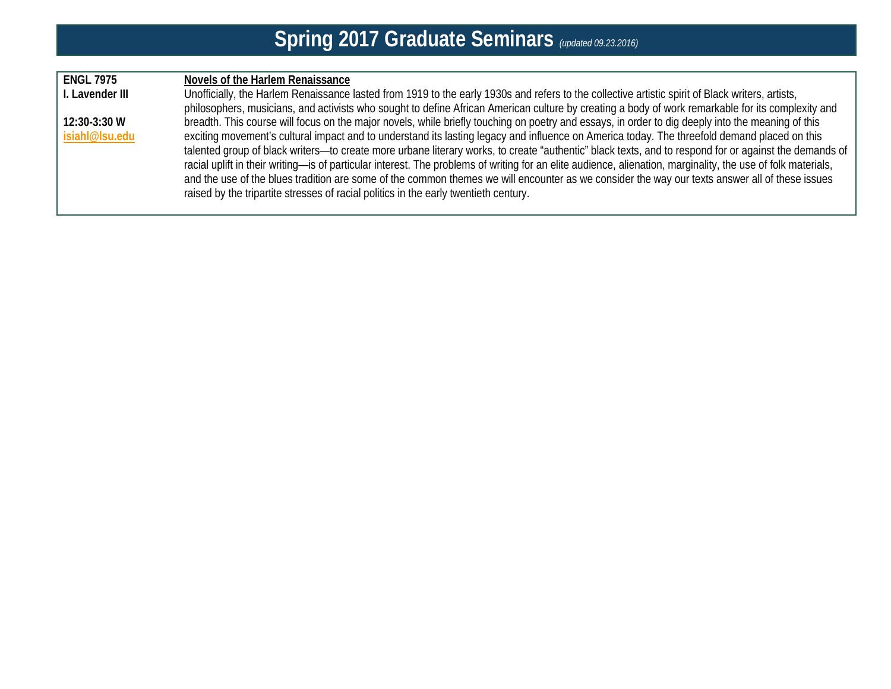# Spring 2017 Graduate Seminars *(updated 09.23.2016)*

| | |
|---|---|
| **ENGL 7975**<br>**I. Lavender III**<br><br>**12:30-3:30 W**<br>**isiahl@lsu.edu** | **Novels of the Harlem Renaissance**<br>Unofficially, the Harlem Renaissance lasted from 1919 to the early 1930s and refers to the collective artistic spirit of Black writers, artists, philosophers, musicians, and activists who sought to define African American culture by creating a body of work remarkable for its complexity and breadth. This course will focus on the major novels, while briefly touching on poetry and essays, in order to dig deeply into the meaning of this exciting movement's cultural impact and to understand its lasting legacy and influence on America today. The threefold demand placed on this talented group of black writers—to create more urbane literary works, to create "authentic" black texts, and to respond for or against the demands of racial uplift in their writing—is of particular interest. The problems of writing for an elite audience, alienation, marginality, the use of folk materials, and the use of the blues tradition are some of the common themes we will encounter as we consider the way our texts answer all of these issues raised by the tripartite stresses of racial politics in the early twentieth century. |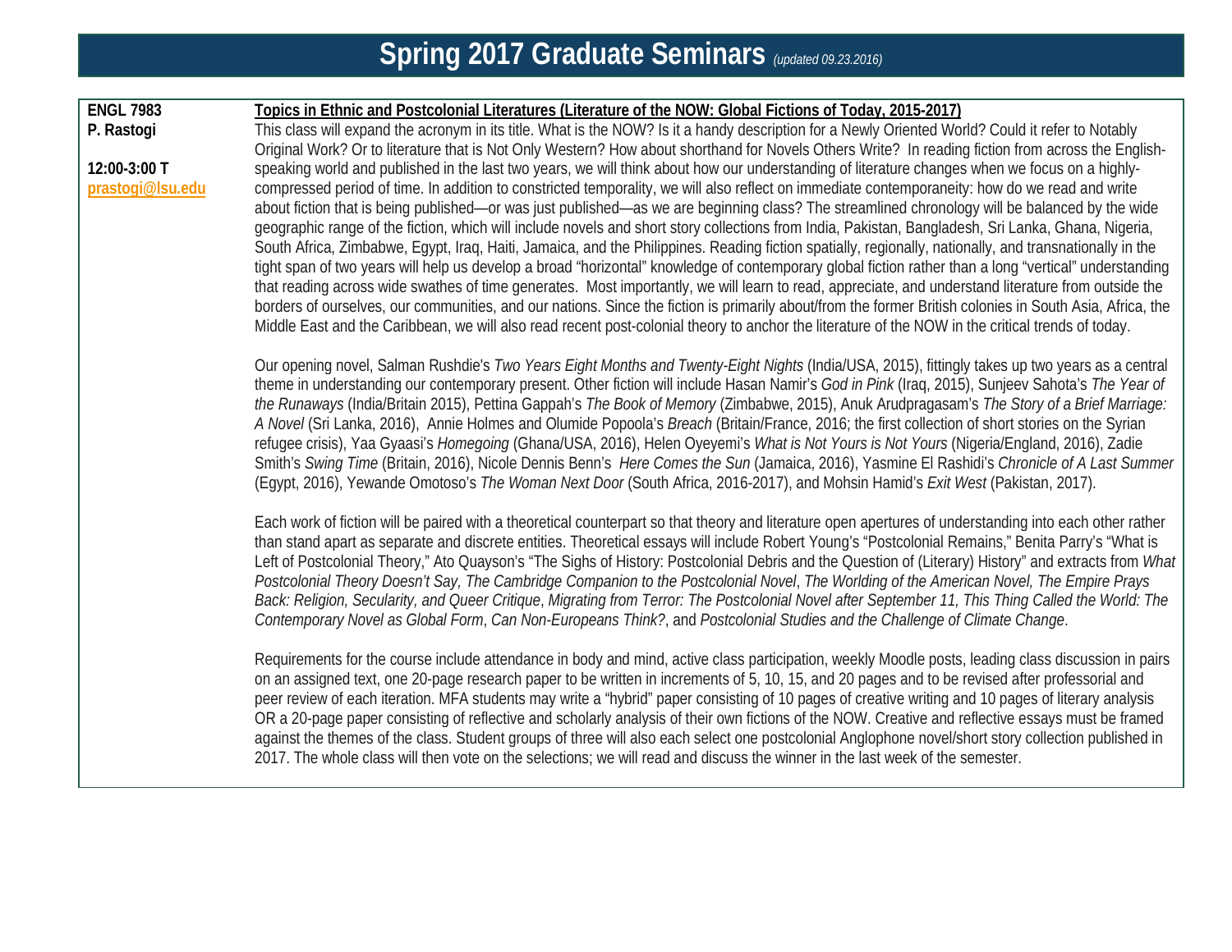# Spring 2017 Graduate Seminars *(updated 09.23.2016)*

**ENGL 7983**
**P. Rastogi**

**12:00-3:00 T**
**prastogi@lsu.edu**

**Topics in Ethnic and Postcolonial Literatures (Literature of the NOW: Global Fictions of Today, 2015-2017)**

This class will expand the acronym in its title. What is the NOW? Is it a handy description for a Newly Oriented World? Could it refer to Notably Original Work? Or to literature that is Not Only Western? How about shorthand for Novels Others Write? In reading fiction from across the English-speaking world and published in the last two years, we will think about how our understanding of literature changes when we focus on a highly-compressed period of time. In addition to constricted temporality, we will also reflect on immediate contemporaneity: how do we read and write about fiction that is being published—or was just published—as we are beginning class? The streamlined chronology will be balanced by the wide geographic range of the fiction, which will include novels and short story collections from India, Pakistan, Bangladesh, Sri Lanka, Ghana, Nigeria, South Africa, Zimbabwe, Egypt, Iraq, Haiti, Jamaica, and the Philippines. Reading fiction spatially, regionally, nationally, and transnationally in the tight span of two years will help us develop a broad "horizontal" knowledge of contemporary global fiction rather than a long "vertical" understanding that reading across wide swathes of time generates. Most importantly, we will learn to read, appreciate, and understand literature from outside the borders of ourselves, our communities, and our nations. Since the fiction is primarily about/from the former British colonies in South Asia, Africa, the Middle East and the Caribbean, we will also read recent post-colonial theory to anchor the literature of the NOW in the critical trends of today.

Our opening novel, Salman Rushdie's *Two Years Eight Months and Twenty-Eight Nights* (India/USA, 2015), fittingly takes up two years as a central theme in understanding our contemporary present. Other fiction will include Hasan Namir's *God in Pink* (Iraq, 2015), Sunjeev Sahota's *The Year of the Runaways* (India/Britain 2015), Pettina Gappah's *The Book of Memory* (Zimbabwe, 2015), Anuk Arudpragasam's *The Story of a Brief Marriage: A Novel* (Sri Lanka, 2016), Annie Holmes and Olumide Popoola's *Breach* (Britain/France, 2016; the first collection of short stories on the Syrian refugee crisis), Yaa Gyaasi's *Homegoing* (Ghana/USA, 2016), Helen Oyeyemi's *What is Not Yours is Not Yours* (Nigeria/England, 2016), Zadie Smith's *Swing Time* (Britain, 2016), Nicole Dennis Benn's *Here Comes the Sun* (Jamaica, 2016), Yasmine El Rashidi's *Chronicle of A Last Summer* (Egypt, 2016), Yewande Omotoso's *The Woman Next Door* (South Africa, 2016-2017), and Mohsin Hamid's *Exit West* (Pakistan, 2017).

Each work of fiction will be paired with a theoretical counterpart so that theory and literature open apertures of understanding into each other rather than stand apart as separate and discrete entities. Theoretical essays will include Robert Young's "Postcolonial Remains," Benita Parry's "What is Left of Postcolonial Theory," Ato Quayson's "The Sighs of History: Postcolonial Debris and the Question of (Literary) History" and extracts from *What Postcolonial Theory Doesn't Say, The Cambridge Companion to the Postcolonial Novel*, *The Worlding of the American Novel, The Empire Prays Back: Religion, Secularity, and Queer Critique*, *Migrating from Terror: The Postcolonial Novel after September 11, This Thing Called the World: The Contemporary Novel as Global Form*, *Can Non-Europeans Think?*, and *Postcolonial Studies and the Challenge of Climate Change*.

Requirements for the course include attendance in body and mind, active class participation, weekly Moodle posts, leading class discussion in pairs on an assigned text, one 20-page research paper to be written in increments of 5, 10, 15, and 20 pages and to be revised after professorial and peer review of each iteration. MFA students may write a "hybrid" paper consisting of 10 pages of creative writing and 10 pages of literary analysis OR a 20-page paper consisting of reflective and scholarly analysis of their own fictions of the NOW. Creative and reflective essays must be framed against the themes of the class. Student groups of three will also each select one postcolonial Anglophone novel/short story collection published in 2017. The whole class will then vote on the selections; we will read and discuss the winner in the last week of the semester.